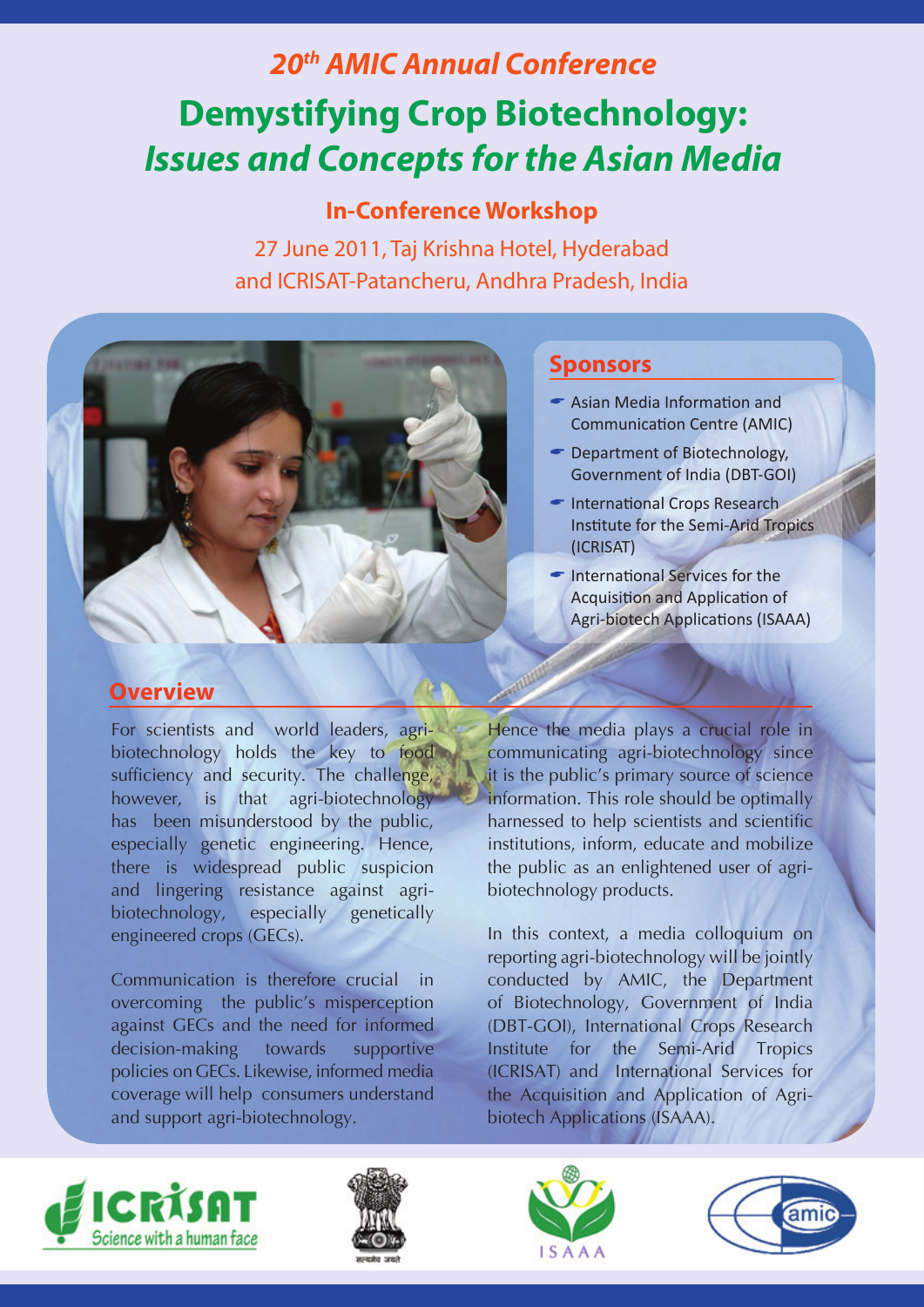### 20th AMIC Annual Conference

# Demystifying Crop Biotechnology: *Issues and Concepts for the Asian Media*

## In-Conference Workshop

27 June 2011, Taj Krishna Hotel, Hyderabad
and ICRISAT-Patancheru, Andhra Pradesh, India

## Sponsors

- Asian Media Information and Communication Centre (AMIC)
- Department of Biotechnology, Government of India (DBT-GOI)
- International Crops Research Institute for the Semi-Arid Tropics (ICRISAT)
- International Services for the Acquisition and Application of Agri-biotech Applications (ISAAA)

## Overview

For scientists and world leaders, agri-biotechnology holds the key to food sufficiency and security. The challenge, however, is that agri-biotechnology has been misunderstood by the public, especially genetic engineering. Hence, there is widespread public suspicion and lingering resistance against agri-biotechnology, especially genetically engineered crops (GECs).

Communication is therefore crucial in overcoming the public's misperception against GECs and the need for informed decision-making towards supportive policies on GECs. Likewise, informed media coverage will help consumers understand and support agri-biotechnology.

Hence the media plays a crucial role in communicating agri-biotechnology since it is the public's primary source of science information. This role should be optimally harnessed to help scientists and scientific institutions, inform, educate and mobilize the public as an enlightened user of agri-biotechnology products.

In this context, a media colloquium on reporting agri-biotechnology will be jointly conducted by AMIC, the Department of Biotechnology, Government of India (DBT-GOI), International Crops Research Institute for the Semi-Arid Tropics (ICRISAT) and International Services for the Acquisition and Application of Agri-biotech Applications (ISAAA).

ICRISAT Science with a human face

सत्यमेव जयते

ISAAA

amic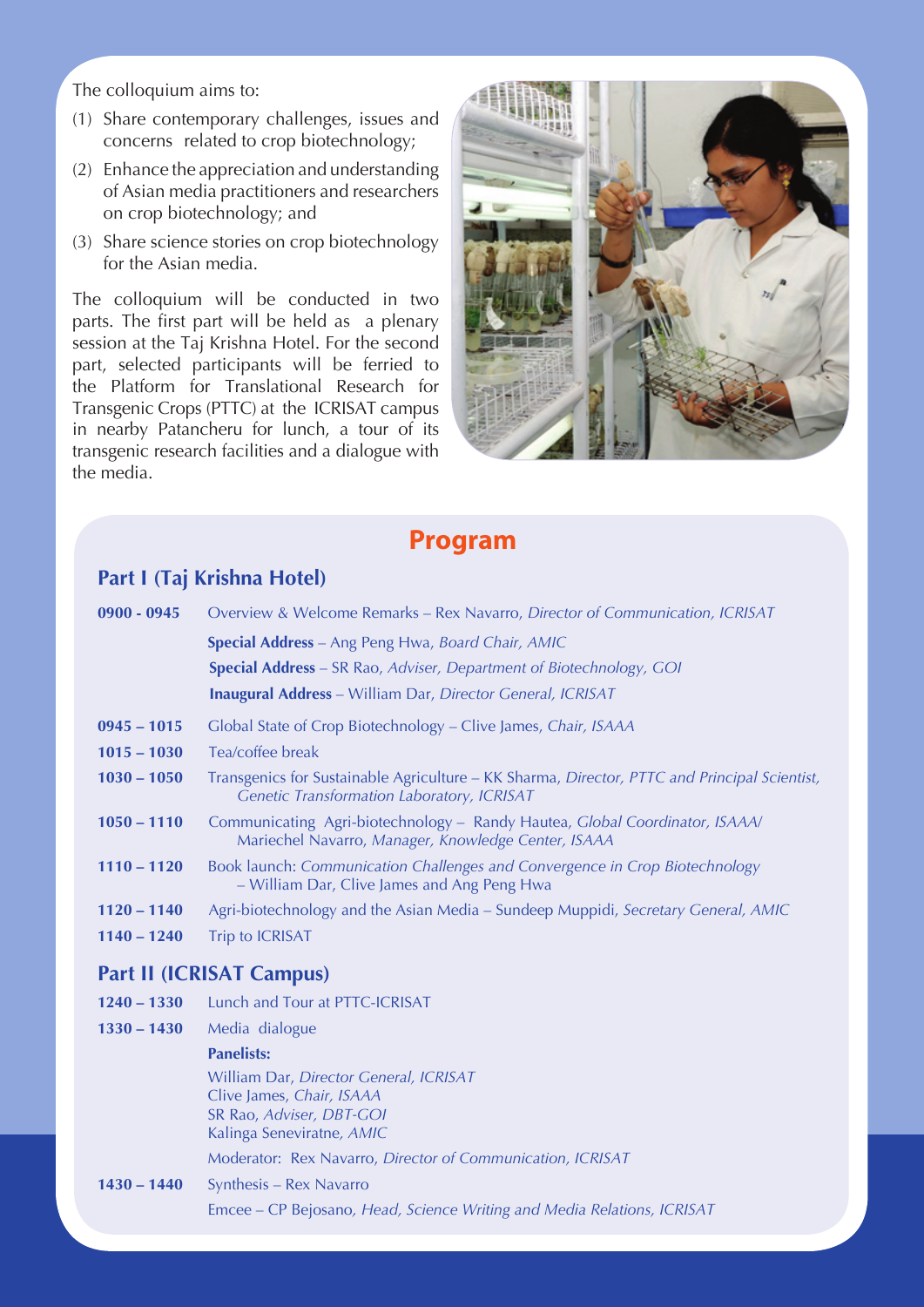The colloquium aims to:

(1) Share contemporary challenges, issues and concerns related to crop biotechnology;

(2) Enhance the appreciation and understanding of Asian media practitioners and researchers on crop biotechnology; and

(3) Share science stories on crop biotechnology for the Asian media.

The colloquium will be conducted in two parts. The first part will be held as a plenary session at the Taj Krishna Hotel. For the second part, selected participants will be ferried to the Platform for Translational Research for Transgenic Crops (PTTC) at the ICRISAT campus in nearby Patancheru for lunch, a tour of its transgenic research facilities and a dialogue with the media.

# Program

## Part I (Taj Krishna Hotel)

| | |
|---|---|
| **0900 - 0945** | Overview & Welcome Remarks – Rex Navarro, *Director of Communication, ICRISAT* |
| | **Special Address** – Ang Peng Hwa, *Board Chair, AMIC* |
| | **Special Address** – SR Rao, *Adviser, Department of Biotechnology, GOI* |
| | **Inaugural Address** – William Dar, *Director General, ICRISAT* |
| **0945 – 1015** | Global State of Crop Biotechnology – Clive James, *Chair, ISAAA* |
| **1015 – 1030** | Tea/coffee break |
| **1030 – 1050** | Transgenics for Sustainable Agriculture – KK Sharma, *Director, PTTC and Principal Scientist, Genetic Transformation Laboratory, ICRISAT* |
| **1050 – 1110** | Communicating Agri-biotechnology – Randy Hautea, *Global Coordinator, ISAAA/* Mariechel Navarro, *Manager, Knowledge Center, ISAAA* |
| **1110 – 1120** | Book launch: *Communication Challenges and Convergence in Crop Biotechnology* – William Dar, Clive James and Ang Peng Hwa |
| **1120 – 1140** | Agri-biotechnology and the Asian Media – Sundeep Muppidi, *Secretary General, AMIC* |
| **1140 – 1240** | Trip to ICRISAT |

## Part II (ICRISAT Campus)

| | |
|---|---|
| **1240 – 1330** | Lunch and Tour at PTTC-ICRISAT |
| **1330 – 1430** | Media dialogue |
| | **Panelists:**<br>William Dar, *Director General, ICRISAT*<br>Clive James, *Chair, ISAAA*<br>SR Rao, *Adviser, DBT-GOI*<br>Kalinga Seneviratne, *AMIC* |
| | Moderator: Rex Navarro, *Director of Communication, ICRISAT* |
| **1430 – 1440** | Synthesis – Rex Navarro |
| | Emcee – CP Bejosano, *Head, Science Writing and Media Relations, ICRISAT* |